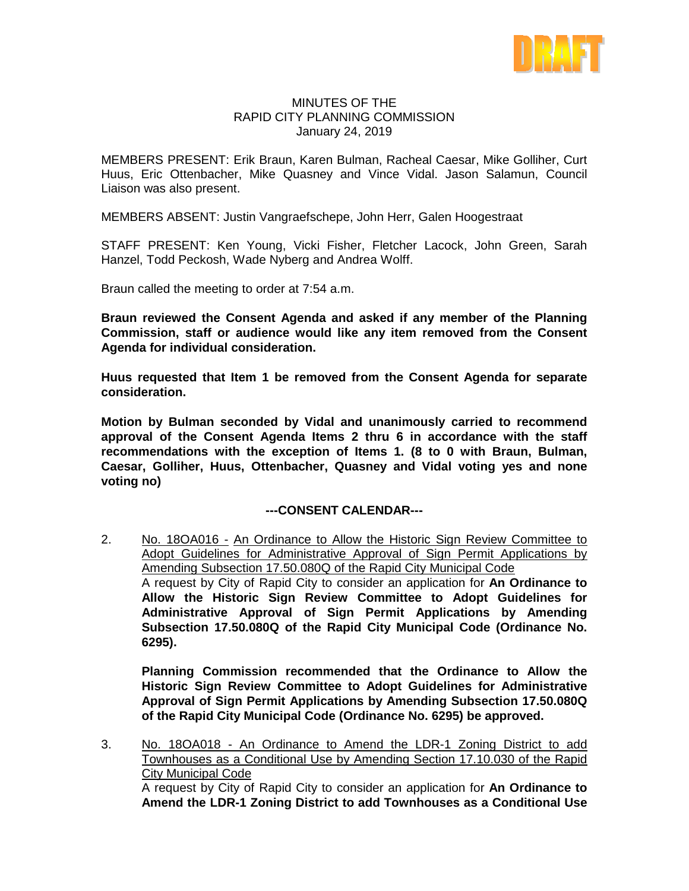DRAFT

# MINUTES OF THE RAPID CITY PLANNING COMMISSION

January 24, 2019

MEMBERS PRESENT: Erik Braun, Karen Bulman, Racheal Caesar, Mike Golliher, Curt Huus, Eric Ottenbacher, Mike Quasney and Vince Vidal. Jason Salamun, Council Liaison was also present.

MEMBERS ABSENT: Justin Vangraefschepe, John Herr, Galen Hoogestraat

STAFF PRESENT: Ken Young, Vicki Fisher, Fletcher Lacock, John Green, Sarah Hanzel, Todd Peckosh, Wade Nyberg and Andrea Wolff.

Braun called the meeting to order at 7:54 a.m.

**Braun reviewed the Consent Agenda and asked if any member of the Planning Commission, staff or audience would like any item removed from the Consent Agenda for individual consideration.**

**Huus requested that Item 1 be removed from the Consent Agenda for separate consideration.**

**Motion by Bulman seconded by Vidal and unanimously carried to recommend approval of the Consent Agenda Items 2 thru 6 in accordance with the staff recommendations with the exception of Items 1. (8 to 0 with Braun, Bulman, Caesar, Golliher, Huus, Ottenbacher, Quasney and Vidal voting yes and none voting no)**

**---CONSENT CALENDAR---**

2. No. 18OA016 - An Ordinance to Allow the Historic Sign Review Committee to Adopt Guidelines for Administrative Approval of Sign Permit Applications by Amending Subsection 17.50.080Q of the Rapid City Municipal Code
   A request by City of Rapid City to consider an application for **An Ordinance to Allow the Historic Sign Review Committee to Adopt Guidelines for Administrative Approval of Sign Permit Applications by Amending Subsection 17.50.080Q of the Rapid City Municipal Code (Ordinance No. 6295).**

   **Planning Commission recommended that the Ordinance to Allow the Historic Sign Review Committee to Adopt Guidelines for Administrative Approval of Sign Permit Applications by Amending Subsection 17.50.080Q of the Rapid City Municipal Code (Ordinance No. 6295) be approved.**

3. No. 18OA018 - An Ordinance to Amend the LDR-1 Zoning District to add Townhouses as a Conditional Use by Amending Section 17.10.030 of the Rapid City Municipal Code
   A request by City of Rapid City to consider an application for **An Ordinance to Amend the LDR-1 Zoning District to add Townhouses as a Conditional Use**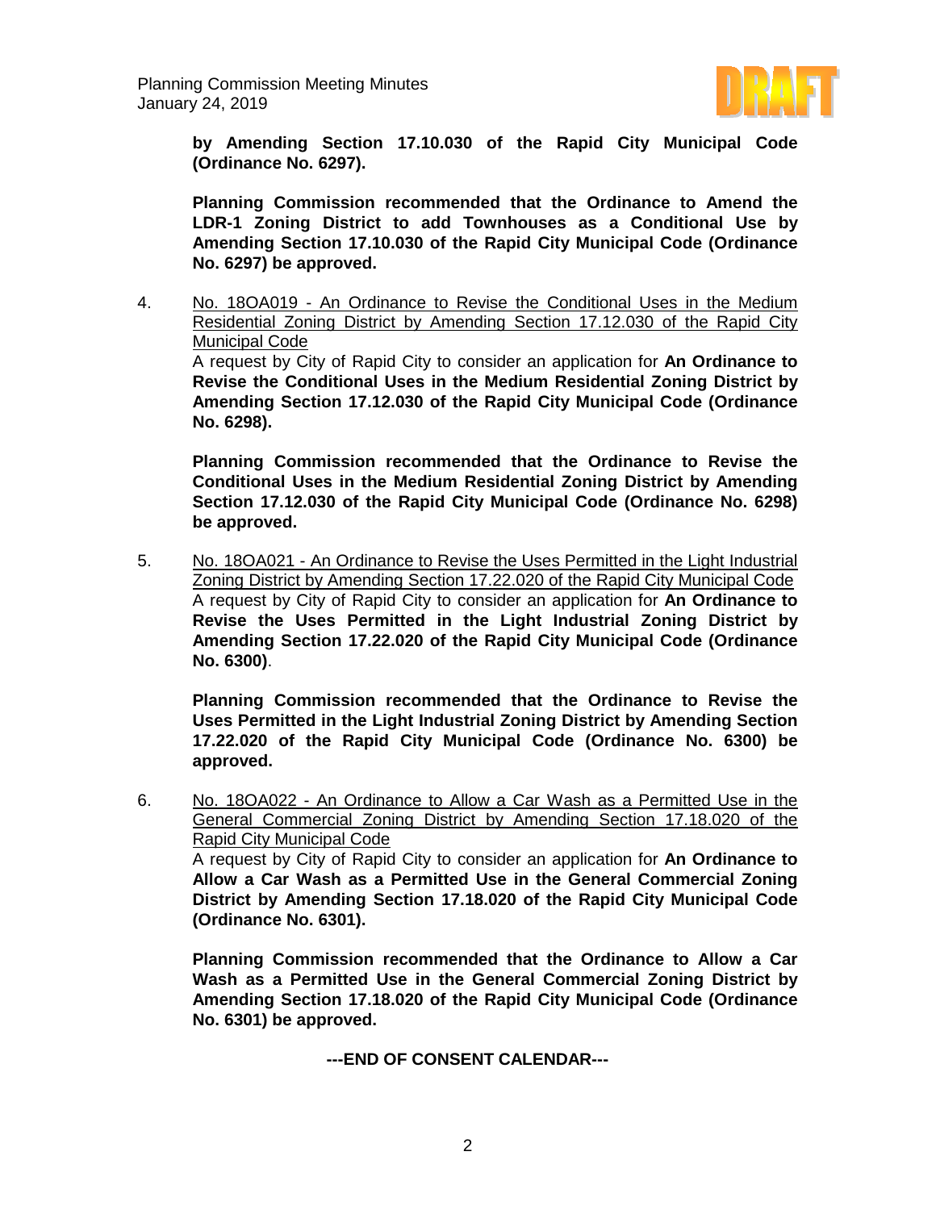**by Amending Section 17.10.030 of the Rapid City Municipal Code (Ordinance No. 6297).**

**Planning Commission recommended that the Ordinance to Amend the LDR-1 Zoning District to add Townhouses as a Conditional Use by Amending Section 17.10.030 of the Rapid City Municipal Code (Ordinance No. 6297) be approved.**

4. No. 18OA019 - An Ordinance to Revise the Conditional Uses in the Medium Residential Zoning District by Amending Section 17.12.030 of the Rapid City Municipal Code

   A request by City of Rapid City to consider an application for **An Ordinance to Revise the Conditional Uses in the Medium Residential Zoning District by Amending Section 17.12.030 of the Rapid City Municipal Code (Ordinance No. 6298).**

   **Planning Commission recommended that the Ordinance to Revise the Conditional Uses in the Medium Residential Zoning District by Amending Section 17.12.030 of the Rapid City Municipal Code (Ordinance No. 6298) be approved.**

5. No. 18OA021 - An Ordinance to Revise the Uses Permitted in the Light Industrial Zoning District by Amending Section 17.22.020 of the Rapid City Municipal Code

   A request by City of Rapid City to consider an application for **An Ordinance to Revise the Uses Permitted in the Light Industrial Zoning District by Amending Section 17.22.020 of the Rapid City Municipal Code (Ordinance No. 6300)**.

   **Planning Commission recommended that the Ordinance to Revise the Uses Permitted in the Light Industrial Zoning District by Amending Section 17.22.020 of the Rapid City Municipal Code (Ordinance No. 6300) be approved.**

6. No. 18OA022 - An Ordinance to Allow a Car Wash as a Permitted Use in the General Commercial Zoning District by Amending Section 17.18.020 of the Rapid City Municipal Code

   A request by City of Rapid City to consider an application for **An Ordinance to Allow a Car Wash as a Permitted Use in the General Commercial Zoning District by Amending Section 17.18.020 of the Rapid City Municipal Code (Ordinance No. 6301).**

   **Planning Commission recommended that the Ordinance to Allow a Car Wash as a Permitted Use in the General Commercial Zoning District by Amending Section 17.18.020 of the Rapid City Municipal Code (Ordinance No. 6301) be approved.**

**---END OF CONSENT CALENDAR---**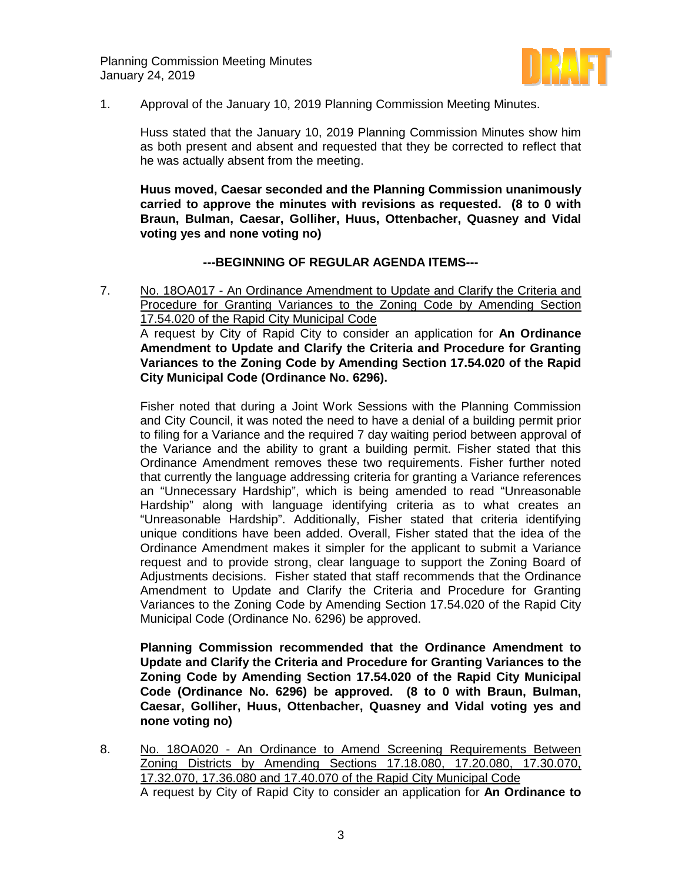1. Approval of the January 10, 2019 Planning Commission Meeting Minutes.

   Huss stated that the January 10, 2019 Planning Commission Minutes show him as both present and absent and requested that they be corrected to reflect that he was actually absent from the meeting.

   **Huus moved, Caesar seconded and the Planning Commission unanimously carried to approve the minutes with revisions as requested. (8 to 0 with Braun, Bulman, Caesar, Golliher, Huus, Ottenbacher, Quasney and Vidal voting yes and none voting no)**

**---BEGINNING OF REGULAR AGENDA ITEMS---**

7. <u>No. 18OA017 - An Ordinance Amendment to Update and Clarify the Criteria and Procedure for Granting Variances to the Zoning Code by Amending Section 17.54.020 of the Rapid City Municipal Code</u>
   A request by City of Rapid City to consider an application for **An Ordinance Amendment to Update and Clarify the Criteria and Procedure for Granting Variances to the Zoning Code by Amending Section 17.54.020 of the Rapid City Municipal Code (Ordinance No. 6296).**

   Fisher noted that during a Joint Work Sessions with the Planning Commission and City Council, it was noted the need to have a denial of a building permit prior to filing for a Variance and the required 7 day waiting period between approval of the Variance and the ability to grant a building permit. Fisher stated that this Ordinance Amendment removes these two requirements. Fisher further noted that currently the language addressing criteria for granting a Variance references an "Unnecessary Hardship", which is being amended to read "Unreasonable Hardship" along with language identifying criteria as to what creates an "Unreasonable Hardship". Additionally, Fisher stated that criteria identifying unique conditions have been added. Overall, Fisher stated that the idea of the Ordinance Amendment makes it simpler for the applicant to submit a Variance request and to provide strong, clear language to support the Zoning Board of Adjustments decisions. Fisher stated that staff recommends that the Ordinance Amendment to Update and Clarify the Criteria and Procedure for Granting Variances to the Zoning Code by Amending Section 17.54.020 of the Rapid City Municipal Code (Ordinance No. 6296) be approved.

   **Planning Commission recommended that the Ordinance Amendment to Update and Clarify the Criteria and Procedure for Granting Variances to the Zoning Code by Amending Section 17.54.020 of the Rapid City Municipal Code (Ordinance No. 6296) be approved. (8 to 0 with Braun, Bulman, Caesar, Golliher, Huus, Ottenbacher, Quasney and Vidal voting yes and none voting no)**

8. <u>No. 18OA020 - An Ordinance to Amend Screening Requirements Between Zoning Districts by Amending Sections 17.18.080, 17.20.080, 17.30.070, 17.32.070, 17.36.080 and 17.40.070 of the Rapid City Municipal Code</u>
   A request by City of Rapid City to consider an application for **An Ordinance to**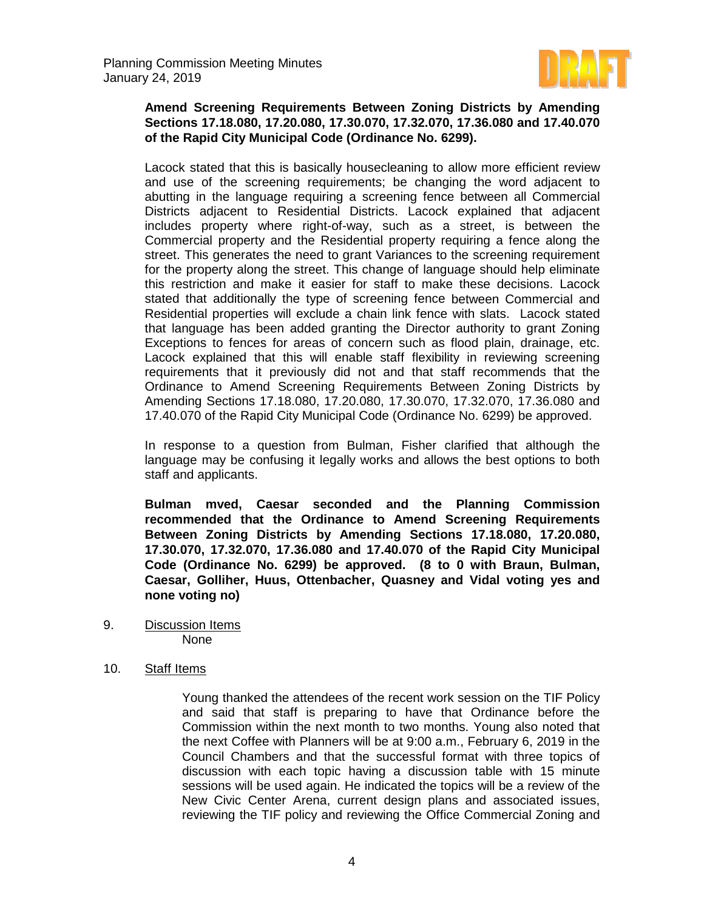**Amend Screening Requirements Between Zoning Districts by Amending Sections 17.18.080, 17.20.080, 17.30.070, 17.32.070, 17.36.080 and 17.40.070 of the Rapid City Municipal Code (Ordinance No. 6299).**

Lacock stated that this is basically housecleaning to allow more efficient review and use of the screening requirements; be changing the word adjacent to abutting in the language requiring a screening fence between all Commercial Districts adjacent to Residential Districts. Lacock explained that adjacent includes property where right-of-way, such as a street, is between the Commercial property and the Residential property requiring a fence along the street. This generates the need to grant Variances to the screening requirement for the property along the street. This change of language should help eliminate this restriction and make it easier for staff to make these decisions. Lacock stated that additionally the type of screening fence between Commercial and Residential properties will exclude a chain link fence with slats. Lacock stated that language has been added granting the Director authority to grant Zoning Exceptions to fences for areas of concern such as flood plain, drainage, etc. Lacock explained that this will enable staff flexibility in reviewing screening requirements that it previously did not and that staff recommends that the Ordinance to Amend Screening Requirements Between Zoning Districts by Amending Sections 17.18.080, 17.20.080, 17.30.070, 17.32.070, 17.36.080 and 17.40.070 of the Rapid City Municipal Code (Ordinance No. 6299) be approved.

In response to a question from Bulman, Fisher clarified that although the language may be confusing it legally works and allows the best options to both staff and applicants.

**Bulman mved, Caesar seconded and the Planning Commission recommended that the Ordinance to Amend Screening Requirements Between Zoning Districts by Amending Sections 17.18.080, 17.20.080, 17.30.070, 17.32.070, 17.36.080 and 17.40.070 of the Rapid City Municipal Code (Ordinance No. 6299) be approved. (8 to 0 with Braun, Bulman, Caesar, Golliher, Huus, Ottenbacher, Quasney and Vidal voting yes and none voting no)**

9. Discussion Items
   None

10. Staff Items

   Young thanked the attendees of the recent work session on the TIF Policy and said that staff is preparing to have that Ordinance before the Commission within the next month to two months. Young also noted that the next Coffee with Planners will be at 9:00 a.m., February 6, 2019 in the Council Chambers and that the successful format with three topics of discussion with each topic having a discussion table with 15 minute sessions will be used again. He indicated the topics will be a review of the New Civic Center Arena, current design plans and associated issues, reviewing the TIF policy and reviewing the Office Commercial Zoning and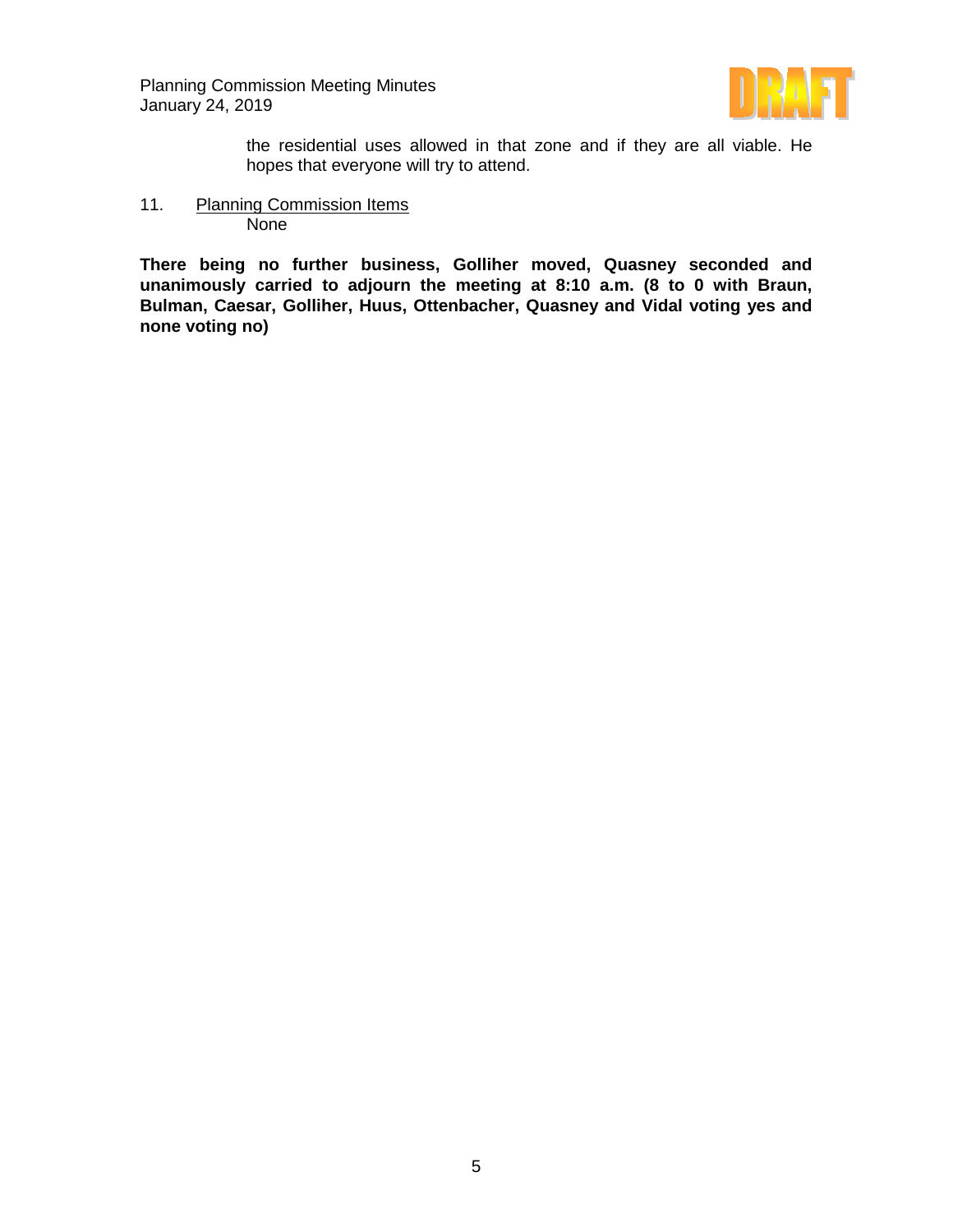the residential uses allowed in that zone and if they are all viable. He hopes that everyone will try to attend.

11. Planning Commission Items

None

**There being no further business, Golliher moved, Quasney seconded and unanimously carried to adjourn the meeting at 8:10 a.m. (8 to 0 with Braun, Bulman, Caesar, Golliher, Huus, Ottenbacher, Quasney and Vidal voting yes and none voting no)**